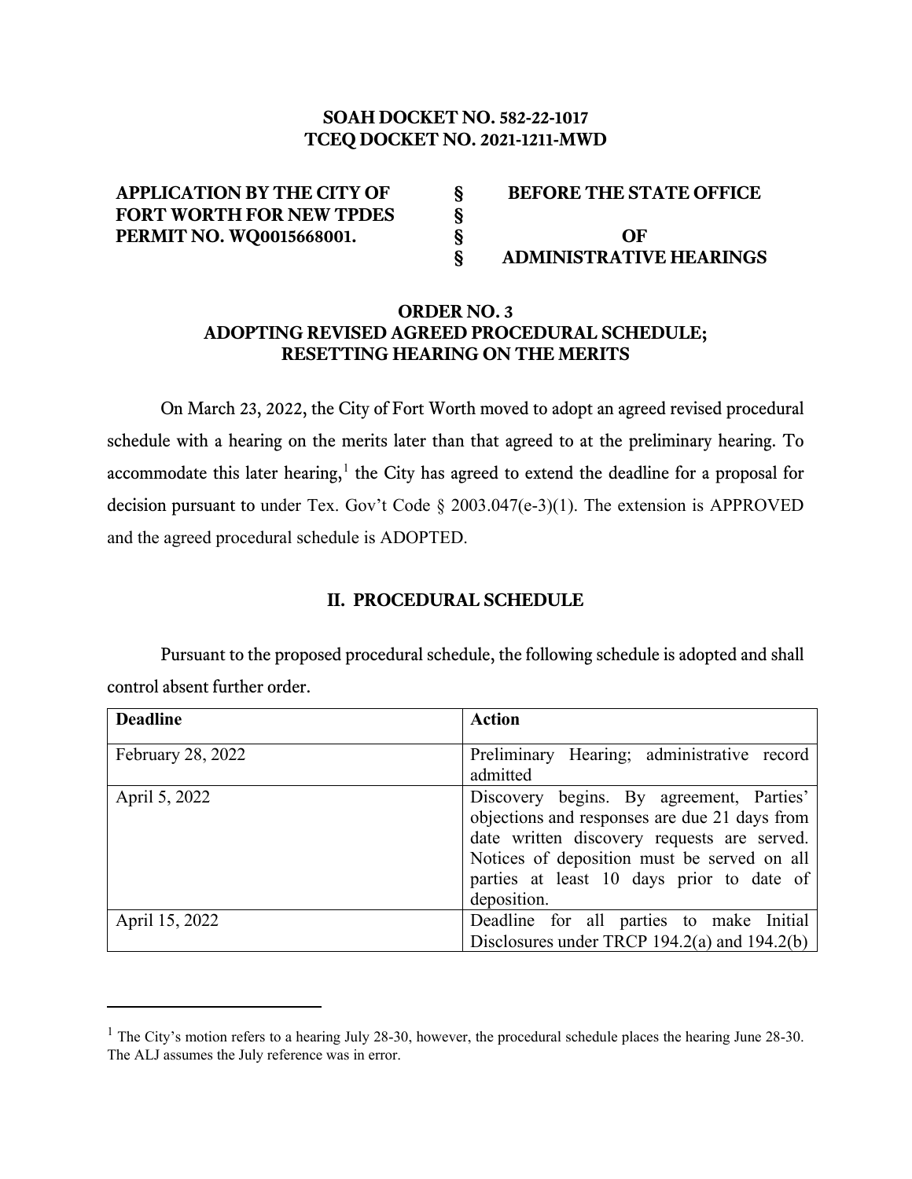**SOAH DOCKET NO. 582-22-1017**
**TCEQ DOCKET NO. 2021-1211-MWD**

| | | |
|---|---|---|
| **APPLICATION BY THE CITY OF FORT WORTH FOR NEW TPDES PERMIT NO. WQ0015668001.** | **§ § § §** | **BEFORE THE STATE OFFICE OF ADMINISTRATIVE HEARINGS** |

## ORDER NO. 3
## ADOPTING REVISED AGREED PROCEDURAL SCHEDULE; RESETTING HEARING ON THE MERITS

On March 23, 2022, the City of Fort Worth moved to adopt an agreed revised procedural schedule with a hearing on the merits later than that agreed to at the preliminary hearing. To accommodate this later hearing,[1] the City has agreed to extend the deadline for a proposal for decision pursuant to under Tex. Gov't Code § 2003.047(e-3)(1). The extension is APPROVED and the agreed procedural schedule is ADOPTED.

## II. PROCEDURAL SCHEDULE

Pursuant to the proposed procedural schedule, the following schedule is adopted and shall control absent further order.

| Deadline | Action |
|---|---|
| February 28, 2022 | Preliminary Hearing; administrative record admitted |
| April 5, 2022 | Discovery begins. By agreement, Parties' objections and responses are due 21 days from date written discovery requests are served. Notices of deposition must be served on all parties at least 10 days prior to date of deposition. |
| April 15, 2022 | Deadline for all parties to make Initial Disclosures under TRCP 194.2(a) and 194.2(b) |

[1] The City's motion refers to a hearing July 28-30, however, the procedural schedule places the hearing June 28-30. The ALJ assumes the July reference was in error.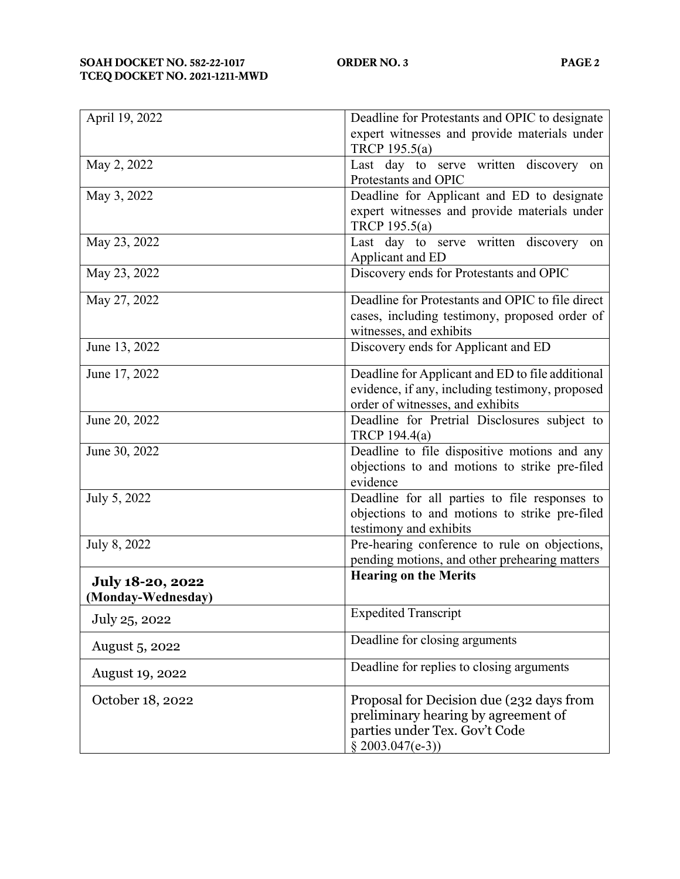| | |
|---|---|
| April 19, 2022 | Deadline for Protestants and OPIC to designate expert witnesses and provide materials under TRCP 195.5(a) |
| May 2, 2022 | Last day to serve written discovery on Protestants and OPIC |
| May 3, 2022 | Deadline for Applicant and ED to designate expert witnesses and provide materials under TRCP 195.5(a) |
| May 23, 2022 | Last day to serve written discovery on Applicant and ED |
| May 23, 2022 | Discovery ends for Protestants and OPIC |
| May 27, 2022 | Deadline for Protestants and OPIC to file direct cases, including testimony, proposed order of witnesses, and exhibits |
| June 13, 2022 | Discovery ends for Applicant and ED |
| June 17, 2022 | Deadline for Applicant and ED to file additional evidence, if any, including testimony, proposed order of witnesses, and exhibits |
| June 20, 2022 | Deadline for Pretrial Disclosures subject to TRCP 194.4(a) |
| June 30, 2022 | Deadline to file dispositive motions and any objections to and motions to strike pre-filed evidence |
| July 5, 2022 | Deadline for all parties to file responses to objections to and motions to strike pre-filed testimony and exhibits |
| July 8, 2022 | Pre-hearing conference to rule on objections, pending motions, and other prehearing matters |
| **July 18-20, 2022 (Monday-Wednesday)** | **Hearing on the Merits** |
| July 25, 2022 | Expedited Transcript |
| August 5, 2022 | Deadline for closing arguments |
| August 19, 2022 | Deadline for replies to closing arguments |
| October 18, 2022 | Proposal for Decision due (232 days from preliminary hearing by agreement of parties under Tex. Gov't Code § 2003.047(e-3)) |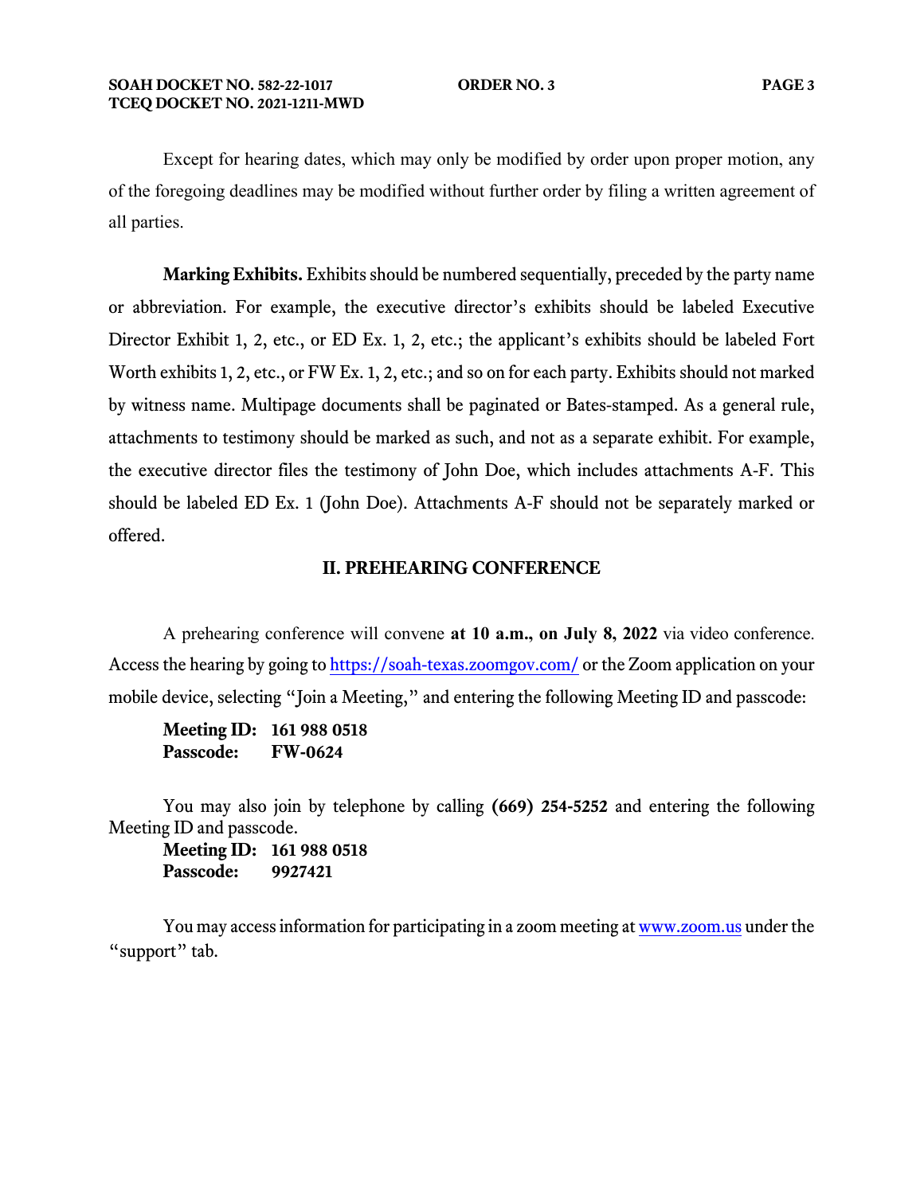Except for hearing dates, which may only be modified by order upon proper motion, any of the foregoing deadlines may be modified without further order by filing a written agreement of all parties.

**Marking Exhibits.** Exhibits should be numbered sequentially, preceded by the party name or abbreviation. For example, the executive director's exhibits should be labeled Executive Director Exhibit 1, 2, etc., or ED Ex. 1, 2, etc.; the applicant's exhibits should be labeled Fort Worth exhibits 1, 2, etc., or FW Ex. 1, 2, etc.; and so on for each party. Exhibits should not marked by witness name. Multipage documents shall be paginated or Bates-stamped. As a general rule, attachments to testimony should be marked as such, and not as a separate exhibit. For example, the executive director files the testimony of John Doe, which includes attachments A-F. This should be labeled ED Ex. 1 (John Doe). Attachments A-F should not be separately marked or offered.

## II. PREHEARING CONFERENCE

A prehearing conference will convene **at 10 a.m., on July 8, 2022** via video conference. Access the hearing by going to [https://soah-texas.zoomgov.com/](https://soah-texas.zoomgov.com/) or the Zoom application on your mobile device, selecting "Join a Meeting," and entering the following Meeting ID and passcode:

**Meeting ID: 161 988 0518**
**Passcode: FW-0624**

You may also join by telephone by calling **(669) 254-5252** and entering the following Meeting ID and passcode.

**Meeting ID: 161 988 0518**
**Passcode: 9927421**

You may access information for participating in a zoom meeting at [www.zoom.us](www.zoom.us) under the "support" tab.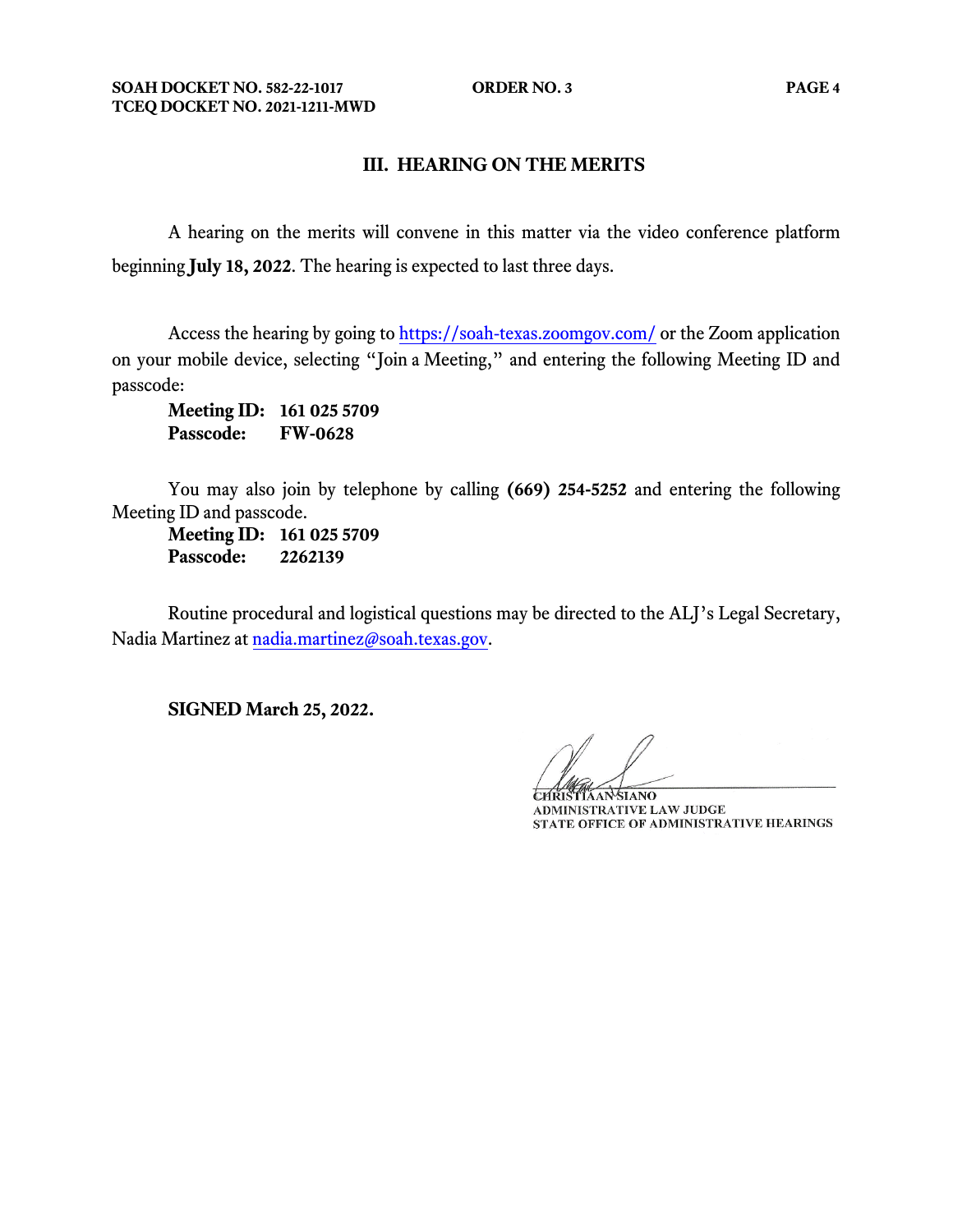## III. HEARING ON THE MERITS

A hearing on the merits will convene in this matter via the video conference platform beginning **July 18, 2022**. The hearing is expected to last three days.

Access the hearing by going to https://soah-texas.zoomgov.com/ or the Zoom application on your mobile device, selecting "Join a Meeting," and entering the following Meeting ID and passcode:

**Meeting ID: 161 025 5709**
**Passcode: FW-0628**

You may also join by telephone by calling **(669) 254-5252** and entering the following Meeting ID and passcode.

**Meeting ID: 161 025 5709**
**Passcode: 2262139**

Routine procedural and logistical questions may be directed to the ALJ's Legal Secretary, Nadia Martinez at nadia.martinez@soah.texas.gov.

**SIGNED March 25, 2022.**

CHRISTIAAN SIANO
ADMINISTRATIVE LAW JUDGE
STATE OFFICE OF ADMINISTRATIVE HEARINGS